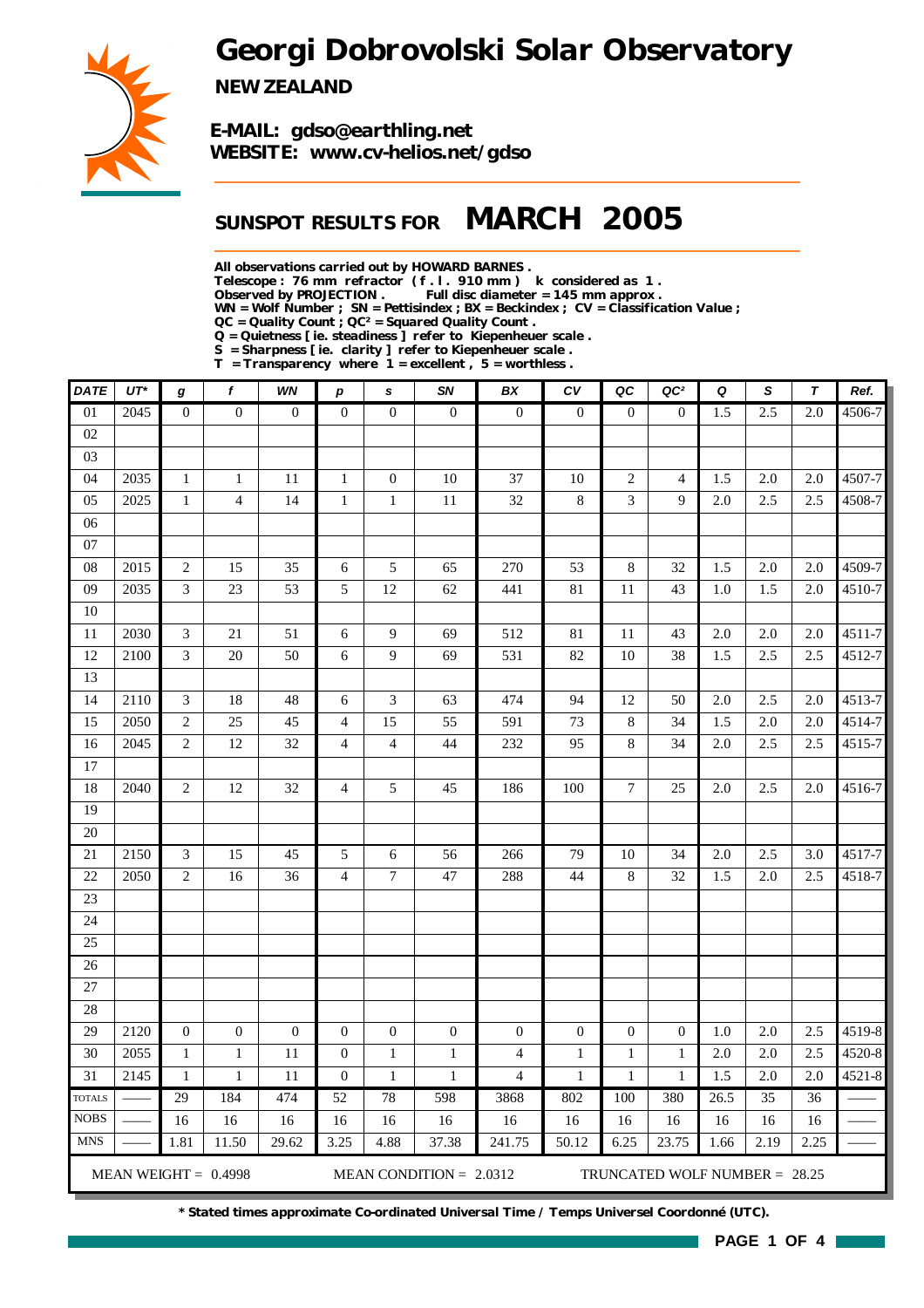# Georgi Dobrovolski Solar Observatory

**NEW ZEALAND**

**E-MAIL: gdso@earthling.net**
**WEBSITE: www.cv-helios.net/gdso**

## SUNSPOT RESULTS FOR MARCH 2005

**All observations carried out by HOWARD BARNES .**
**Telescope : 76 mm refractor ( f . l . 910 mm ) k considered as 1 .**
**Observed by PROJECTION . Full disc diameter = 145 mm approx .**
**WN = Wolf Number ; SN = Pettisindex ; BX = Beckindex ; CV = Classification Value ;**
**QC = Quality Count ; QC² = Squared Quality Count .**
**Q = Quietness [ ie. steadiness ] refer to Kiepenheuer scale .**
**S = Sharpness [ ie. clarity ] refer to Kiepenheuer scale .**
**T = Transparency where 1 = excellent , 5 = worthless .**

| DATE | UT* | g | f | WN | p | s | SN | BX | CV | QC | QC² | Q | S | T | Ref. |
|---|---|---|---|---|---|---|---|---|---|---|---|---|---|---|---|
| 01 | 2045 | 0 | 0 | 0 | 0 | 0 | 0 | 0 | 0 | 0 | 0 | 1.5 | 2.5 | 2.0 | 4506-7 |
| 02 | | | | | | | | | | | | | | | |
| 03 | | | | | | | | | | | | | | | |
| 04 | 2035 | 1 | 1 | 11 | 1 | 0 | 10 | 37 | 10 | 2 | 4 | 1.5 | 2.0 | 2.0 | 4507-7 |
| 05 | 2025 | 1 | 4 | 14 | 1 | 1 | 11 | 32 | 8 | 3 | 9 | 2.0 | 2.5 | 2.5 | 4508-7 |
| 06 | | | | | | | | | | | | | | | |
| 07 | | | | | | | | | | | | | | | |
| 08 | 2015 | 2 | 15 | 35 | 6 | 5 | 65 | 270 | 53 | 8 | 32 | 1.5 | 2.0 | 2.0 | 4509-7 |
| 09 | 2035 | 3 | 23 | 53 | 5 | 12 | 62 | 441 | 81 | 11 | 43 | 1.0 | 1.5 | 2.0 | 4510-7 |
| 10 | | | | | | | | | | | | | | | |
| 11 | 2030 | 3 | 21 | 51 | 6 | 9 | 69 | 512 | 81 | 11 | 43 | 2.0 | 2.0 | 2.0 | 4511-7 |
| 12 | 2100 | 3 | 20 | 50 | 6 | 9 | 69 | 531 | 82 | 10 | 38 | 1.5 | 2.5 | 2.5 | 4512-7 |
| 13 | | | | | | | | | | | | | | | |
| 14 | 2110 | 3 | 18 | 48 | 6 | 3 | 63 | 474 | 94 | 12 | 50 | 2.0 | 2.5 | 2.0 | 4513-7 |
| 15 | 2050 | 2 | 25 | 45 | 4 | 15 | 55 | 591 | 73 | 8 | 34 | 1.5 | 2.0 | 2.0 | 4514-7 |
| 16 | 2045 | 2 | 12 | 32 | 4 | 4 | 44 | 232 | 95 | 8 | 34 | 2.0 | 2.5 | 2.5 | 4515-7 |
| 17 | | | | | | | | | | | | | | | |
| 18 | 2040 | 2 | 12 | 32 | 4 | 5 | 45 | 186 | 100 | 7 | 25 | 2.0 | 2.5 | 2.0 | 4516-7 |
| 19 | | | | | | | | | | | | | | | |
| 20 | | | | | | | | | | | | | | | |
| 21 | 2150 | 3 | 15 | 45 | 5 | 6 | 56 | 266 | 79 | 10 | 34 | 2.0 | 2.5 | 3.0 | 4517-7 |
| 22 | 2050 | 2 | 16 | 36 | 4 | 7 | 47 | 288 | 44 | 8 | 32 | 1.5 | 2.0 | 2.5 | 4518-7 |
| 23 | | | | | | | | | | | | | | | |
| 24 | | | | | | | | | | | | | | | |
| 25 | | | | | | | | | | | | | | | |
| 26 | | | | | | | | | | | | | | | |
| 27 | | | | | | | | | | | | | | | |
| 28 | | | | | | | | | | | | | | | |
| 29 | 2120 | 0 | 0 | 0 | 0 | 0 | 0 | 0 | 0 | 0 | 0 | 1.0 | 2.0 | 2.5 | 4519-8 |
| 30 | 2055 | 1 | 1 | 11 | 0 | 1 | 1 | 4 | 1 | 1 | 1 | 2.0 | 2.0 | 2.5 | 4520-8 |
| 31 | 2145 | 1 | 1 | 11 | 0 | 1 | 1 | 4 | 1 | 1 | 1 | 1.5 | 2.0 | 2.0 | 4521-8 |
| TOTALS | —— | 29 | 184 | 474 | 52 | 78 | 598 | 3868 | 802 | 100 | 380 | 26.5 | 35 | 36 | —— |
| NOBS | —— | 16 | 16 | 16 | 16 | 16 | 16 | 16 | 16 | 16 | 16 | 16 | 16 | 16 | —— |
| MNS | —— | 1.81 | 11.50 | 29.62 | 3.25 | 4.88 | 37.38 | 241.75 | 50.12 | 6.25 | 23.75 | 1.66 | 2.19 | 2.25 | —— |

MEAN WEIGHT = 0.4998 MEAN CONDITION = 2.0312 TRUNCATED WOLF NUMBER = 28.25

**\* Stated times approximate Co-ordinated Universal Time / Temps Universel Coordonné (UTC).**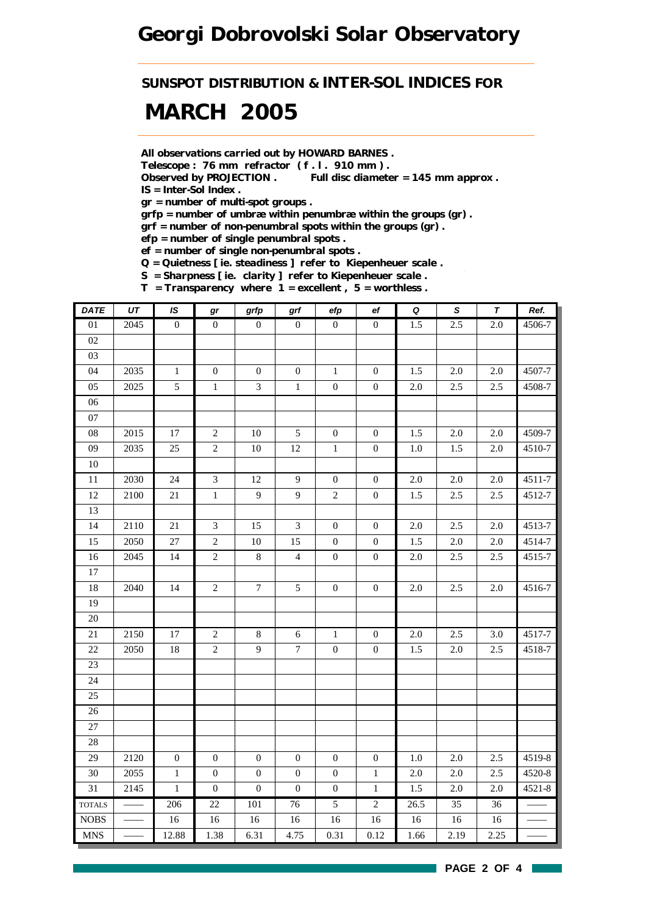# Georgi Dobrovolski Solar Observatory

## SUNSPOT DISTRIBUTION & INTER-SOL INDICES FOR

# MARCH 2005

**All observations carried out by HOWARD BARNES .**
**Telescope : 76 mm refractor ( f . l . 910 mm ) .**
**Observed by PROJECTION .  Full disc diameter = 145 mm approx .**
**IS = Inter-Sol Index .**
**gr = number of multi-spot groups .**
**grfp = number of umbræ within penumbræ within the groups (gr) .**
**grf = number of non-penumbral spots within the groups (gr) .**
**efp = number of single penumbral spots .**
**ef = number of single non-penumbral spots .**
**Q = Quietness [ ie. steadiness ] refer to Kiepenheuer scale .**
**S = Sharpness [ ie. clarity ] refer to Kiepenheuer scale .**
**T = Transparency where 1 = excellent , 5 = worthless .**

| DATE | UT | IS | gr | grfp | grf | efp | ef | Q | S | T | Ref. |
|---|---|---|---|---|---|---|---|---|---|---|---|
| 01 | 2045 | 0 | 0 | 0 | 0 | 0 | 0 | 1.5 | 2.5 | 2.0 | 4506-7 |
| 02 | | | | | | | | | | | |
| 03 | | | | | | | | | | | |
| 04 | 2035 | 1 | 0 | 0 | 0 | 1 | 0 | 1.5 | 2.0 | 2.0 | 4507-7 |
| 05 | 2025 | 5 | 1 | 3 | 1 | 0 | 0 | 2.0 | 2.5 | 2.5 | 4508-7 |
| 06 | | | | | | | | | | | |
| 07 | | | | | | | | | | | |
| 08 | 2015 | 17 | 2 | 10 | 5 | 0 | 0 | 1.5 | 2.0 | 2.0 | 4509-7 |
| 09 | 2035 | 25 | 2 | 10 | 12 | 1 | 0 | 1.0 | 1.5 | 2.0 | 4510-7 |
| 10 | | | | | | | | | | | |
| 11 | 2030 | 24 | 3 | 12 | 9 | 0 | 0 | 2.0 | 2.0 | 2.0 | 4511-7 |
| 12 | 2100 | 21 | 1 | 9 | 9 | 2 | 0 | 1.5 | 2.5 | 2.5 | 4512-7 |
| 13 | | | | | | | | | | | |
| 14 | 2110 | 21 | 3 | 15 | 3 | 0 | 0 | 2.0 | 2.5 | 2.0 | 4513-7 |
| 15 | 2050 | 27 | 2 | 10 | 15 | 0 | 0 | 1.5 | 2.0 | 2.0 | 4514-7 |
| 16 | 2045 | 14 | 2 | 8 | 4 | 0 | 0 | 2.0 | 2.5 | 2.5 | 4515-7 |
| 17 | | | | | | | | | | | |
| 18 | 2040 | 14 | 2 | 7 | 5 | 0 | 0 | 2.0 | 2.5 | 2.0 | 4516-7 |
| 19 | | | | | | | | | | | |
| 20 | | | | | | | | | | | |
| 21 | 2150 | 17 | 2 | 8 | 6 | 1 | 0 | 2.0 | 2.5 | 3.0 | 4517-7 |
| 22 | 2050 | 18 | 2 | 9 | 7 | 0 | 0 | 1.5 | 2.0 | 2.5 | 4518-7 |
| 23 | | | | | | | | | | | |
| 24 | | | | | | | | | | | |
| 25 | | | | | | | | | | | |
| 26 | | | | | | | | | | | |
| 27 | | | | | | | | | | | |
| 28 | | | | | | | | | | | |
| 29 | 2120 | 0 | 0 | 0 | 0 | 0 | 0 | 1.0 | 2.0 | 2.5 | 4519-8 |
| 30 | 2055 | 1 | 0 | 0 | 0 | 0 | 1 | 2.0 | 2.0 | 2.5 | 4520-8 |
| 31 | 2145 | 1 | 0 | 0 | 0 | 0 | 1 | 1.5 | 2.0 | 2.0 | 4521-8 |
| TOTALS | —— | 206 | 22 | 101 | 76 | 5 | 2 | 26.5 | 35 | 36 | —— |
| NOBS | —— | 16 | 16 | 16 | 16 | 16 | 16 | 16 | 16 | 16 | —— |
| MNS | —— | 12.88 | 1.38 | 6.31 | 4.75 | 0.31 | 0.12 | 1.66 | 2.19 | 2.25 | —— |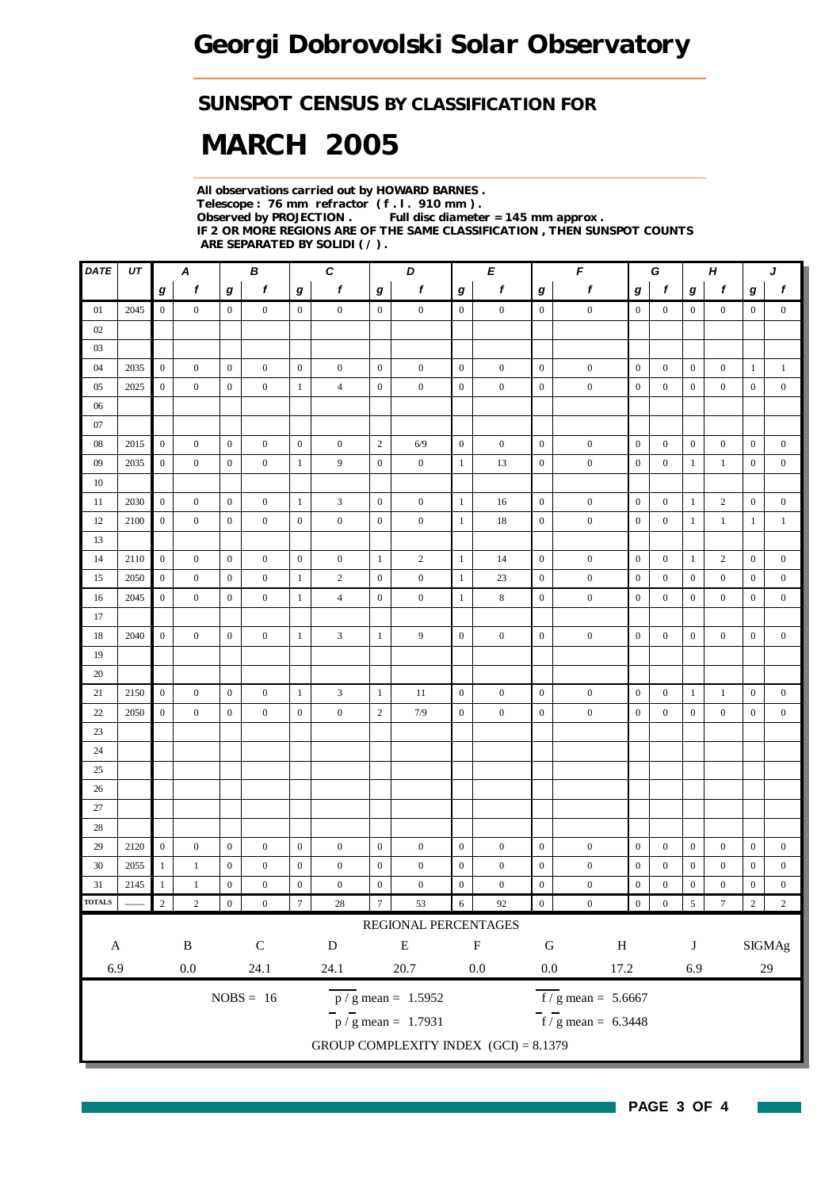# Georgi Dobrovolski Solar Observatory

## SUNSPOT CENSUS BY CLASSIFICATION FOR

# MARCH 2005

**All observations carried out by HOWARD BARNES .**
**Telescope : 76 mm refractor ( f . l . 910 mm ) .**
**Observed by PROJECTION . Full disc diameter = 145 mm approx .**
**IF 2 OR MORE REGIONS ARE OF THE SAME CLASSIFICATION , THEN SUNSPOT COUNTS ARE SEPARATED BY SOLIDI ( / ) .**

| DATE | UT | A | | B | | C | | D | | E | | F | | G | | H | | J | |
|---|---|---|---|---|---|---|---|---|---|---|---|---|---|---|---|---|---|---|---|
| | | g | f | g | f | g | f | g | f | g | f | g | f | g | f | g | f | g | f |
| 01 | 2045 | 0 | 0 | 0 | 0 | 0 | 0 | 0 | 0 | 0 | 0 | 0 | 0 | 0 | 0 | 0 | 0 | 0 | 0 |
| 02 | | | | | | | | | | | | | | | | | | | |
| 03 | | | | | | | | | | | | | | | | | | | |
| 04 | 2035 | 0 | 0 | 0 | 0 | 0 | 0 | 0 | 0 | 0 | 0 | 0 | 0 | 0 | 0 | 0 | 0 | 1 | 1 |
| 05 | 2025 | 0 | 0 | 0 | 0 | 1 | 4 | 0 | 0 | 0 | 0 | 0 | 0 | 0 | 0 | 0 | 0 | 0 | 0 |
| 06 | | | | | | | | | | | | | | | | | | | |
| 07 | | | | | | | | | | | | | | | | | | | |
| 08 | 2015 | 0 | 0 | 0 | 0 | 0 | 0 | 2 | 6/9 | 0 | 0 | 0 | 0 | 0 | 0 | 0 | 0 | 0 | 0 |
| 09 | 2035 | 0 | 0 | 0 | 0 | 1 | 9 | 0 | 0 | 1 | 13 | 0 | 0 | 0 | 0 | 1 | 1 | 0 | 0 |
| 10 | | | | | | | | | | | | | | | | | | | |
| 11 | 2030 | 0 | 0 | 0 | 0 | 1 | 3 | 0 | 0 | 1 | 16 | 0 | 0 | 0 | 0 | 1 | 2 | 0 | 0 |
| 12 | 2100 | 0 | 0 | 0 | 0 | 0 | 0 | 0 | 0 | 1 | 18 | 0 | 0 | 0 | 0 | 1 | 1 | 1 | 1 |
| 13 | | | | | | | | | | | | | | | | | | | |
| 14 | 2110 | 0 | 0 | 0 | 0 | 0 | 0 | 1 | 2 | 1 | 14 | 0 | 0 | 0 | 0 | 1 | 2 | 0 | 0 |
| 15 | 2050 | 0 | 0 | 0 | 0 | 1 | 2 | 0 | 0 | 1 | 23 | 0 | 0 | 0 | 0 | 0 | 0 | 0 | 0 |
| 16 | 2045 | 0 | 0 | 0 | 0 | 1 | 4 | 0 | 0 | 1 | 8 | 0 | 0 | 0 | 0 | 0 | 0 | 0 | 0 |
| 17 | | | | | | | | | | | | | | | | | | | |
| 18 | 2040 | 0 | 0 | 0 | 0 | 1 | 3 | 1 | 9 | 0 | 0 | 0 | 0 | 0 | 0 | 0 | 0 | 0 | 0 |
| 19 | | | | | | | | | | | | | | | | | | | |
| 20 | | | | | | | | | | | | | | | | | | | |
| 21 | 2150 | 0 | 0 | 0 | 0 | 1 | 3 | 1 | 11 | 0 | 0 | 0 | 0 | 0 | 0 | 1 | 1 | 0 | 0 |
| 22 | 2050 | 0 | 0 | 0 | 0 | 0 | 0 | 2 | 7/9 | 0 | 0 | 0 | 0 | 0 | 0 | 0 | 0 | 0 | 0 |
| 23 | | | | | | | | | | | | | | | | | | | |
| 24 | | | | | | | | | | | | | | | | | | | |
| 25 | | | | | | | | | | | | | | | | | | | |
| 26 | | | | | | | | | | | | | | | | | | | |
| 27 | | | | | | | | | | | | | | | | | | | |
| 28 | | | | | | | | | | | | | | | | | | | |
| 29 | 2120 | 0 | 0 | 0 | 0 | 0 | 0 | 0 | 0 | 0 | 0 | 0 | 0 | 0 | 0 | 0 | 0 | 0 | 0 |
| 30 | 2055 | 1 | 1 | 0 | 0 | 0 | 0 | 0 | 0 | 0 | 0 | 0 | 0 | 0 | 0 | 0 | 0 | 0 | 0 |
| 31 | 2145 | 1 | 1 | 0 | 0 | 0 | 0 | 0 | 0 | 0 | 0 | 0 | 0 | 0 | 0 | 0 | 0 | 0 | 0 |
| TOTALS | —— | 2 | 2 | 0 | 0 | 7 | 28 | 7 | 53 | 6 | 92 | 0 | 0 | 0 | 0 | 5 | 7 | 2 | 2 |

REGIONAL PERCENTAGES

| A | B | C | D | E | F | G | H | J | SIGMAg |
|---|---|---|---|---|---|---|---|---|---|
| 6.9 | 0.0 | 24.1 | 24.1 | 20.7 | 0.0 | 0.0 | 17.2 | 6.9 | 29 |

NOBS = 16

$\overline{p}$ / g mean = 1.5952

$\overline{f}$ / g mean = 5.6667

p / $\overline{g}$ mean = 1.7931

f / $\overline{g}$ mean = 6.3448

GROUP COMPLEXITY INDEX (GCI) = 8.1379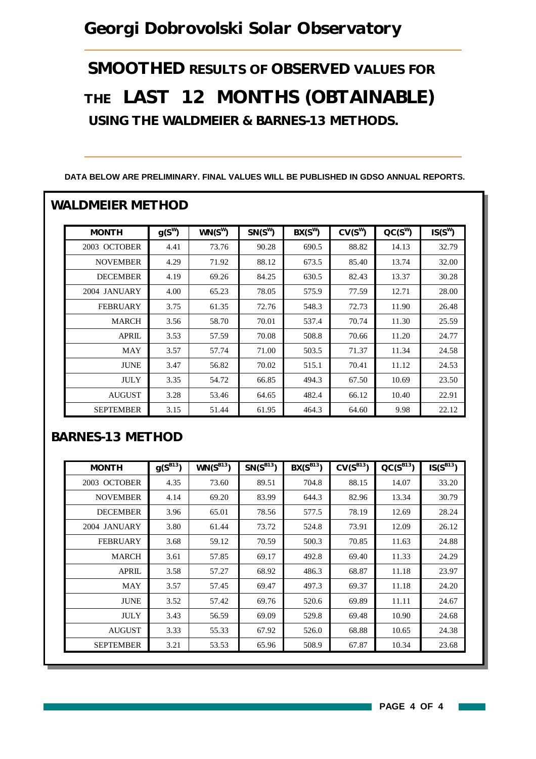# Georgi Dobrovolski Solar Observatory

## SMOOTHED RESULTS OF OBSERVED VALUES FOR THE LAST 12 MONTHS (OBTAINABLE) USING THE WALDMEIER & BARNES-13 METHODS.

**DATA BELOW ARE PRELIMINARY. FINAL VALUES WILL BE PUBLISHED IN GDSO ANNUAL REPORTS.**

## WALDMEIER METHOD

| MONTH | $g(S^W)$ | $WN(S^W)$ | $SN(S^W)$ | $BX(S^W)$ | $CV(S^W)$ | $QC(S^W)$ | $IS(S^W)$ |
|---|---|---|---|---|---|---|---|
| 2003 OCTOBER | 4.41 | 73.76 | 90.28 | 690.5 | 88.82 | 14.13 | 32.79 |
| NOVEMBER | 4.29 | 71.92 | 88.12 | 673.5 | 85.40 | 13.74 | 32.00 |
| DECEMBER | 4.19 | 69.26 | 84.25 | 630.5 | 82.43 | 13.37 | 30.28 |
| 2004 JANUARY | 4.00 | 65.23 | 78.05 | 575.9 | 77.59 | 12.71 | 28.00 |
| FEBRUARY | 3.75 | 61.35 | 72.76 | 548.3 | 72.73 | 11.90 | 26.48 |
| MARCH | 3.56 | 58.70 | 70.01 | 537.4 | 70.74 | 11.30 | 25.59 |
| APRIL | 3.53 | 57.59 | 70.08 | 508.8 | 70.66 | 11.20 | 24.77 |
| MAY | 3.57 | 57.74 | 71.00 | 503.5 | 71.37 | 11.34 | 24.58 |
| JUNE | 3.47 | 56.82 | 70.02 | 515.1 | 70.41 | 11.12 | 24.53 |
| JULY | 3.35 | 54.72 | 66.85 | 494.3 | 67.50 | 10.69 | 23.50 |
| AUGUST | 3.28 | 53.46 | 64.65 | 482.4 | 66.12 | 10.40 | 22.91 |
| SEPTEMBER | 3.15 | 51.44 | 61.95 | 464.3 | 64.60 | 9.98 | 22.12 |

## BARNES-13 METHOD

| MONTH | $g(S^{B13})$ | $WN(S^{B13})$ | $SN(S^{B13})$ | $BX(S^{B13})$ | $CV(S^{B13})$ | $QC(S^{B13})$ | $IS(S^{B13})$ |
|---|---|---|---|---|---|---|---|
| 2003 OCTOBER | 4.35 | 73.60 | 89.51 | 704.8 | 88.15 | 14.07 | 33.20 |
| NOVEMBER | 4.14 | 69.20 | 83.99 | 644.3 | 82.96 | 13.34 | 30.79 |
| DECEMBER | 3.96 | 65.01 | 78.56 | 577.5 | 78.19 | 12.69 | 28.24 |
| 2004 JANUARY | 3.80 | 61.44 | 73.72 | 524.8 | 73.91 | 12.09 | 26.12 |
| FEBRUARY | 3.68 | 59.12 | 70.59 | 500.3 | 70.85 | 11.63 | 24.88 |
| MARCH | 3.61 | 57.85 | 69.17 | 492.8 | 69.40 | 11.33 | 24.29 |
| APRIL | 3.58 | 57.27 | 68.92 | 486.3 | 68.87 | 11.18 | 23.97 |
| MAY | 3.57 | 57.45 | 69.47 | 497.3 | 69.37 | 11.18 | 24.20 |
| JUNE | 3.52 | 57.42 | 69.76 | 520.6 | 69.89 | 11.11 | 24.67 |
| JULY | 3.43 | 56.59 | 69.09 | 529.8 | 69.48 | 10.90 | 24.68 |
| AUGUST | 3.33 | 55.33 | 67.92 | 526.0 | 68.88 | 10.65 | 24.38 |
| SEPTEMBER | 3.21 | 53.53 | 65.96 | 508.9 | 67.87 | 10.34 | 23.68 |